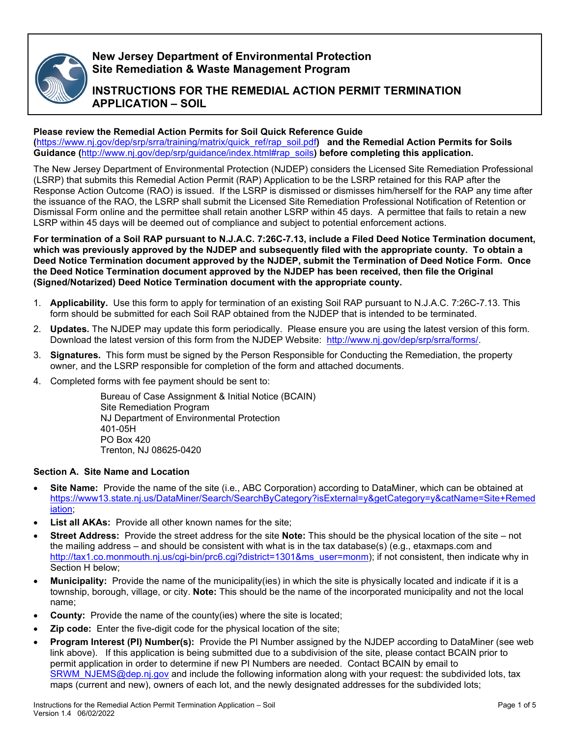# New Jersey Department of Environmental Protection
## Site Remediation & Waste Management Program

## INSTRUCTIONS FOR THE REMEDIAL ACTION PERMIT TERMINATION APPLICATION – SOIL

**Please review the Remedial Action Permits for Soil Quick Reference Guide (https://www.nj.gov/dep/srp/srra/training/matrix/quick_ref/rap_soil.pdf) and the Remedial Action Permits for Soils Guidance (http://www.nj.gov/dep/srp/guidance/index.html#rap_soils) before completing this application.**

The New Jersey Department of Environmental Protection (NJDEP) considers the Licensed Site Remediation Professional (LSRP) that submits this Remedial Action Permit (RAP) Application to be the LSRP retained for this RAP after the Response Action Outcome (RAO) is issued. If the LSRP is dismissed or dismisses him/herself for the RAP any time after the issuance of the RAO, the LSRP shall submit the Licensed Site Remediation Professional Notification of Retention or Dismissal Form online and the permittee shall retain another LSRP within 45 days. A permittee that fails to retain a new LSRP within 45 days will be deemed out of compliance and subject to potential enforcement actions.

**For termination of a Soil RAP pursuant to N.J.A.C. 7:26C-7.13, include a Filed Deed Notice Termination document, which was previously approved by the NJDEP and subsequently filed with the appropriate county. To obtain a Deed Notice Termination document approved by the NJDEP, submit the Termination of Deed Notice Form. Once the Deed Notice Termination document approved by the NJDEP has been received, then file the Original (Signed/Notarized) Deed Notice Termination document with the appropriate county.**

1. **Applicability.** Use this form to apply for termination of an existing Soil RAP pursuant to N.J.A.C. 7:26C-7.13. This form should be submitted for each Soil RAP obtained from the NJDEP that is intended to be terminated.
2. **Updates.** The NJDEP may update this form periodically. Please ensure you are using the latest version of this form. Download the latest version of this form from the NJDEP Website: http://www.nj.gov/dep/srp/srra/forms/.
3. **Signatures.** This form must be signed by the Person Responsible for Conducting the Remediation, the property owner, and the LSRP responsible for completion of the form and attached documents.
4. Completed forms with fee payment should be sent to:

   Bureau of Case Assignment & Initial Notice (BCAIN)
   Site Remediation Program
   NJ Department of Environmental Protection
   401-05H
   PO Box 420
   Trenton, NJ 08625-0420

### Section A. Site Name and Location

- **Site Name:** Provide the name of the site (i.e., ABC Corporation) according to DataMiner, which can be obtained at https://www13.state.nj.us/DataMiner/Search/SearchByCategory?isExternal=y&getCategory=y&catName=Site+Remediation;
- **List all AKAs:** Provide all other known names for the site;
- **Street Address:** Provide the street address for the site **Note:** This should be the physical location of the site – not the mailing address – and should be consistent with what is in the tax database(s) (e.g., etaxmaps.com and http://tax1.co.monmouth.nj.us/cgi-bin/prc6.cgi?district=1301&ms_user=monm); if not consistent, then indicate why in Section H below;
- **Municipality:** Provide the name of the municipality(ies) in which the site is physically located and indicate if it is a township, borough, village, or city. **Note:** This should be the name of the incorporated municipality and not the local name;
- **County:** Provide the name of the county(ies) where the site is located;
- **Zip code:** Enter the five-digit code for the physical location of the site;
- **Program Interest (PI) Number(s):** Provide the PI Number assigned by the NJDEP according to DataMiner (see web link above). If this application is being submitted due to a subdivision of the site, please contact BCAIN prior to permit application in order to determine if new PI Numbers are needed. Contact BCAIN by email to SRWM_NJEMS@dep.nj.gov and include the following information along with your request: the subdivided lots, tax maps (current and new), owners of each lot, and the newly designated addresses for the subdivided lots;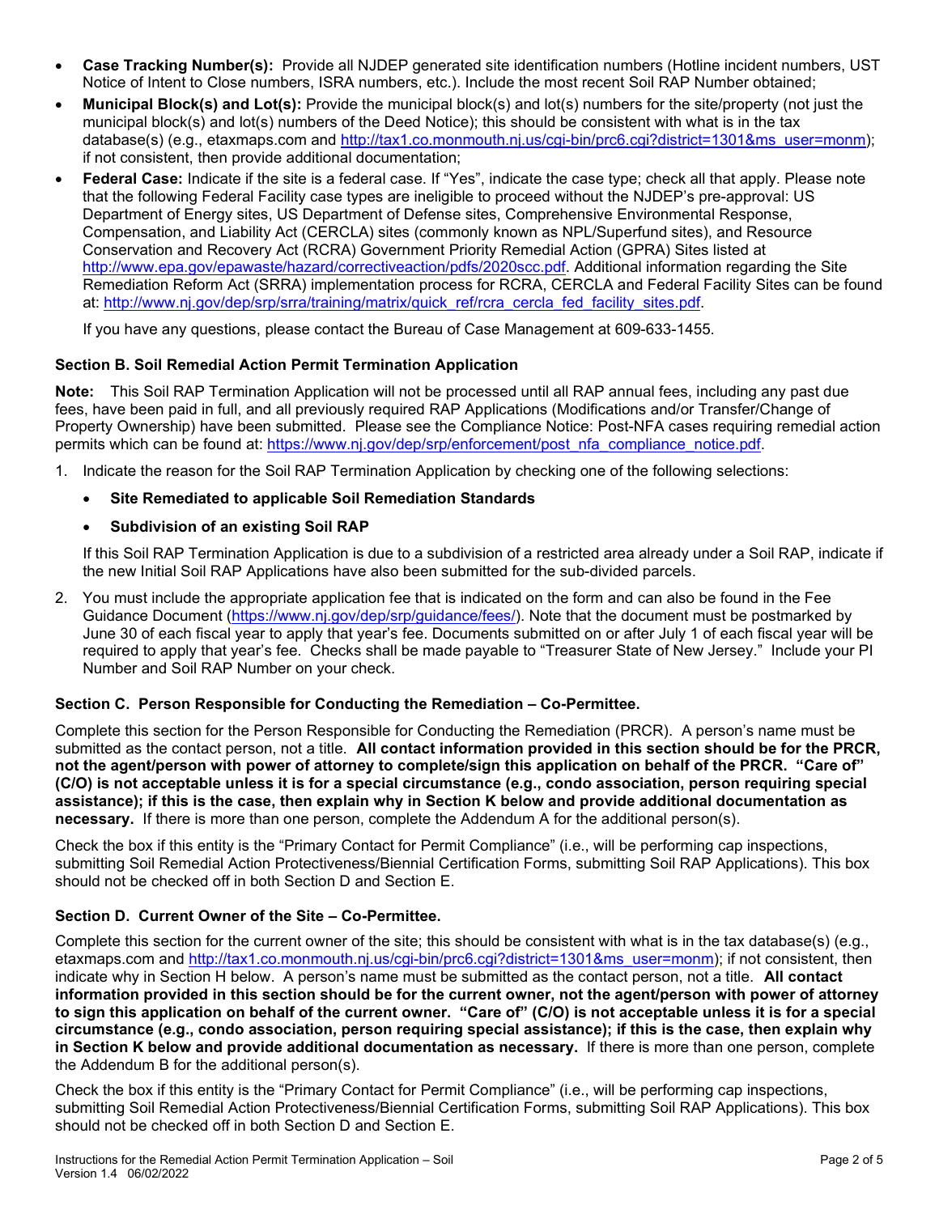- **Case Tracking Number(s):** Provide all NJDEP generated site identification numbers (Hotline incident numbers, UST Notice of Intent to Close numbers, ISRA numbers, etc.). Include the most recent Soil RAP Number obtained;
- **Municipal Block(s) and Lot(s):** Provide the municipal block(s) and lot(s) numbers for the site/property (not just the municipal block(s) and lot(s) numbers of the Deed Notice); this should be consistent with what is in the tax database(s) (e.g., etaxmaps.com and http://tax1.co.monmouth.nj.us/cgi-bin/prc6.cgi?district=1301&ms_user=monm); if not consistent, then provide additional documentation;
- **Federal Case:** Indicate if the site is a federal case. If "Yes", indicate the case type; check all that apply. Please note that the following Federal Facility case types are ineligible to proceed without the NJDEP's pre-approval: US Department of Energy sites, US Department of Defense sites, Comprehensive Environmental Response, Compensation, and Liability Act (CERCLA) sites (commonly known as NPL/Superfund sites), and Resource Conservation and Recovery Act (RCRA) Government Priority Remedial Action (GPRA) Sites listed at http://www.epa.gov/epawaste/hazard/correctiveaction/pdfs/2020scc.pdf. Additional information regarding the Site Remediation Reform Act (SRRA) implementation process for RCRA, CERCLA and Federal Facility Sites can be found at: http://www.nj.gov/dep/srp/srra/training/matrix/quick_ref/rcra_cercla_fed_facility_sites.pdf.

  If you have any questions, please contact the Bureau of Case Management at 609-633-1455.

### Section B. Soil Remedial Action Permit Termination Application

**Note:** This Soil RAP Termination Application will not be processed until all RAP annual fees, including any past due fees, have been paid in full, and all previously required RAP Applications (Modifications and/or Transfer/Change of Property Ownership) have been submitted. Please see the Compliance Notice: Post-NFA cases requiring remedial action permits which can be found at: https://www.nj.gov/dep/srp/enforcement/post_nfa_compliance_notice.pdf.

1. Indicate the reason for the Soil RAP Termination Application by checking one of the following selections:
   - **Site Remediated to applicable Soil Remediation Standards**
   - **Subdivision of an existing Soil RAP**

   If this Soil RAP Termination Application is due to a subdivision of a restricted area already under a Soil RAP, indicate if the new Initial Soil RAP Applications have also been submitted for the sub-divided parcels.

2. You must include the appropriate application fee that is indicated on the form and can also be found in the Fee Guidance Document (https://www.nj.gov/dep/srp/guidance/fees/). Note that the document must be postmarked by June 30 of each fiscal year to apply that year's fee. Documents submitted on or after July 1 of each fiscal year will be required to apply that year's fee. Checks shall be made payable to "Treasurer State of New Jersey." Include your PI Number and Soil RAP Number on your check.

### Section C. Person Responsible for Conducting the Remediation – Co-Permittee.

Complete this section for the Person Responsible for Conducting the Remediation (PRCR). A person's name must be submitted as the contact person, not a title. **All contact information provided in this section should be for the PRCR, not the agent/person with power of attorney to complete/sign this application on behalf of the PRCR. "Care of" (C/O) is not acceptable unless it is for a special circumstance (e.g., condo association, person requiring special assistance); if this is the case, then explain why in Section K below and provide additional documentation as necessary.** If there is more than one person, complete the Addendum A for the additional person(s).

Check the box if this entity is the "Primary Contact for Permit Compliance" (i.e., will be performing cap inspections, submitting Soil Remedial Action Protectiveness/Biennial Certification Forms, submitting Soil RAP Applications). This box should not be checked off in both Section D and Section E.

### Section D. Current Owner of the Site – Co-Permittee.

Complete this section for the current owner of the site; this should be consistent with what is in the tax database(s) (e.g., etaxmaps.com and http://tax1.co.monmouth.nj.us/cgi-bin/prc6.cgi?district=1301&ms_user=monm); if not consistent, then indicate why in Section H below. A person's name must be submitted as the contact person, not a title. **All contact information provided in this section should be for the current owner, not the agent/person with power of attorney to sign this application on behalf of the current owner. "Care of" (C/O) is not acceptable unless it is for a special circumstance (e.g., condo association, person requiring special assistance); if this is the case, then explain why in Section K below and provide additional documentation as necessary.** If there is more than one person, complete the Addendum B for the additional person(s).

Check the box if this entity is the "Primary Contact for Permit Compliance" (i.e., will be performing cap inspections, submitting Soil Remedial Action Protectiveness/Biennial Certification Forms, submitting Soil RAP Applications). This box should not be checked off in both Section D and Section E.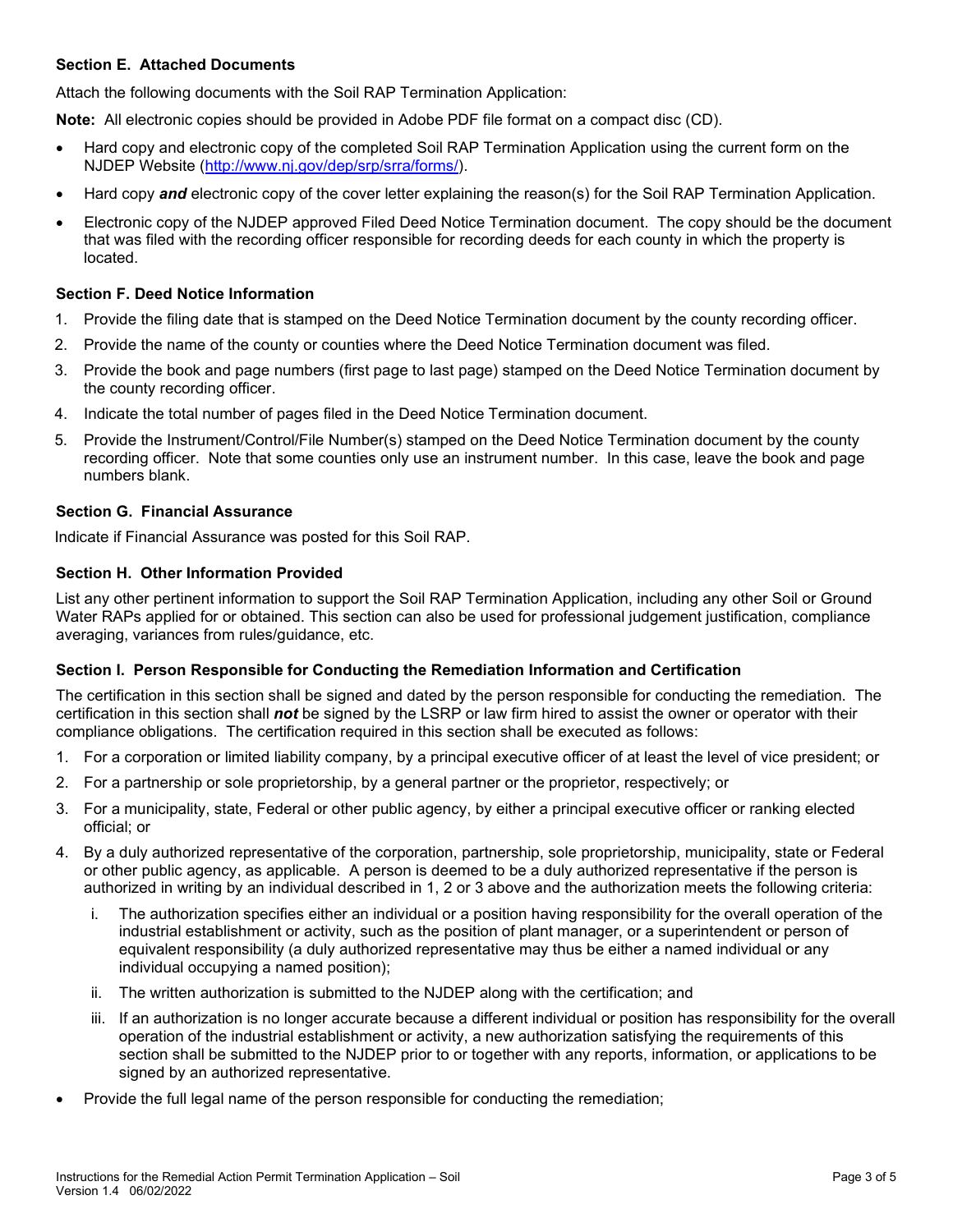### Section E. Attached Documents

Attach the following documents with the Soil RAP Termination Application:

**Note:** All electronic copies should be provided in Adobe PDF file format on a compact disc (CD).

- Hard copy and electronic copy of the completed Soil RAP Termination Application using the current form on the NJDEP Website (http://www.nj.gov/dep/srp/srra/forms/).
- Hard copy ***and*** electronic copy of the cover letter explaining the reason(s) for the Soil RAP Termination Application.
- Electronic copy of the NJDEP approved Filed Deed Notice Termination document. The copy should be the document that was filed with the recording officer responsible for recording deeds for each county in which the property is located.

### Section F. Deed Notice Information

1. Provide the filing date that is stamped on the Deed Notice Termination document by the county recording officer.
2. Provide the name of the county or counties where the Deed Notice Termination document was filed.
3. Provide the book and page numbers (first page to last page) stamped on the Deed Notice Termination document by the county recording officer.
4. Indicate the total number of pages filed in the Deed Notice Termination document.
5. Provide the Instrument/Control/File Number(s) stamped on the Deed Notice Termination document by the county recording officer. Note that some counties only use an instrument number. In this case, leave the book and page numbers blank.

### Section G. Financial Assurance

Indicate if Financial Assurance was posted for this Soil RAP.

### Section H. Other Information Provided

List any other pertinent information to support the Soil RAP Termination Application, including any other Soil or Ground Water RAPs applied for or obtained. This section can also be used for professional judgement justification, compliance averaging, variances from rules/guidance, etc.

### Section I. Person Responsible for Conducting the Remediation Information and Certification

The certification in this section shall be signed and dated by the person responsible for conducting the remediation. The certification in this section shall ***not*** be signed by the LSRP or law firm hired to assist the owner or operator with their compliance obligations. The certification required in this section shall be executed as follows:

1. For a corporation or limited liability company, by a principal executive officer of at least the level of vice president; or
2. For a partnership or sole proprietorship, by a general partner or the proprietor, respectively; or
3. For a municipality, state, Federal or other public agency, by either a principal executive officer or ranking elected official; or
4. By a duly authorized representative of the corporation, partnership, sole proprietorship, municipality, state or Federal or other public agency, as applicable. A person is deemed to be a duly authorized representative if the person is authorized in writing by an individual described in 1, 2 or 3 above and the authorization meets the following criteria:
   1. The authorization specifies either an individual or a position having responsibility for the overall operation of the industrial establishment or activity, such as the position of plant manager, or a superintendent or person of equivalent responsibility (a duly authorized representative may thus be either a named individual or any individual occupying a named position);
   2. The written authorization is submitted to the NJDEP along with the certification; and
   3. If an authorization is no longer accurate because a different individual or position has responsibility for the overall operation of the industrial establishment or activity, a new authorization satisfying the requirements of this section shall be submitted to the NJDEP prior to or together with any reports, information, or applications to be signed by an authorized representative.

- Provide the full legal name of the person responsible for conducting the remediation;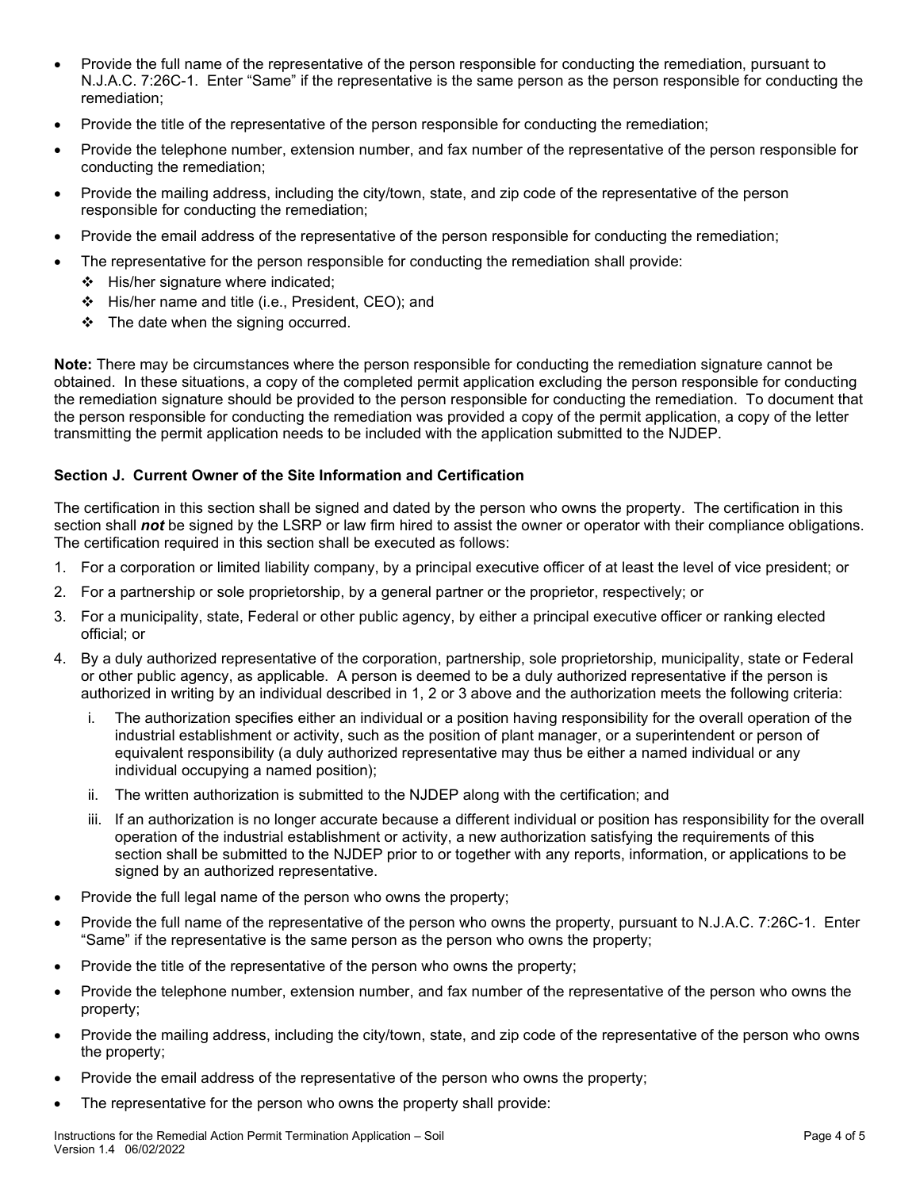- Provide the full name of the representative of the person responsible for conducting the remediation, pursuant to N.J.A.C. 7:26C-1. Enter "Same" if the representative is the same person as the person responsible for conducting the remediation;
- Provide the title of the representative of the person responsible for conducting the remediation;
- Provide the telephone number, extension number, and fax number of the representative of the person responsible for conducting the remediation;
- Provide the mailing address, including the city/town, state, and zip code of the representative of the person responsible for conducting the remediation;
- Provide the email address of the representative of the person responsible for conducting the remediation;
- The representative for the person responsible for conducting the remediation shall provide:
  - His/her signature where indicated;
  - His/her name and title (i.e., President, CEO); and
  - The date when the signing occurred.

**Note:** There may be circumstances where the person responsible for conducting the remediation signature cannot be obtained. In these situations, a copy of the completed permit application excluding the person responsible for conducting the remediation signature should be provided to the person responsible for conducting the remediation. To document that the person responsible for conducting the remediation was provided a copy of the permit application, a copy of the letter transmitting the permit application needs to be included with the application submitted to the NJDEP.

### Section J. Current Owner of the Site Information and Certification

The certification in this section shall be signed and dated by the person who owns the property. The certification in this section shall ***not*** be signed by the LSRP or law firm hired to assist the owner or operator with their compliance obligations. The certification required in this section shall be executed as follows:

1. For a corporation or limited liability company, by a principal executive officer of at least the level of vice president; or
2. For a partnership or sole proprietorship, by a general partner or the proprietor, respectively; or
3. For a municipality, state, Federal or other public agency, by either a principal executive officer or ranking elected official; or
4. By a duly authorized representative of the corporation, partnership, sole proprietorship, municipality, state or Federal or other public agency, as applicable. A person is deemed to be a duly authorized representative if the person is authorized in writing by an individual described in 1, 2 or 3 above and the authorization meets the following criteria:
   i. The authorization specifies either an individual or a position having responsibility for the overall operation of the industrial establishment or activity, such as the position of plant manager, or a superintendent or person of equivalent responsibility (a duly authorized representative may thus be either a named individual or any individual occupying a named position);
   ii. The written authorization is submitted to the NJDEP along with the certification; and
   iii. If an authorization is no longer accurate because a different individual or position has responsibility for the overall operation of the industrial establishment or activity, a new authorization satisfying the requirements of this section shall be submitted to the NJDEP prior to or together with any reports, information, or applications to be signed by an authorized representative.

- Provide the full legal name of the person who owns the property;
- Provide the full name of the representative of the person who owns the property, pursuant to N.J.A.C. 7:26C-1. Enter "Same" if the representative is the same person as the person who owns the property;
- Provide the title of the representative of the person who owns the property;
- Provide the telephone number, extension number, and fax number of the representative of the person who owns the property;
- Provide the mailing address, including the city/town, state, and zip code of the representative of the person who owns the property;
- Provide the email address of the representative of the person who owns the property;
- The representative for the person who owns the property shall provide: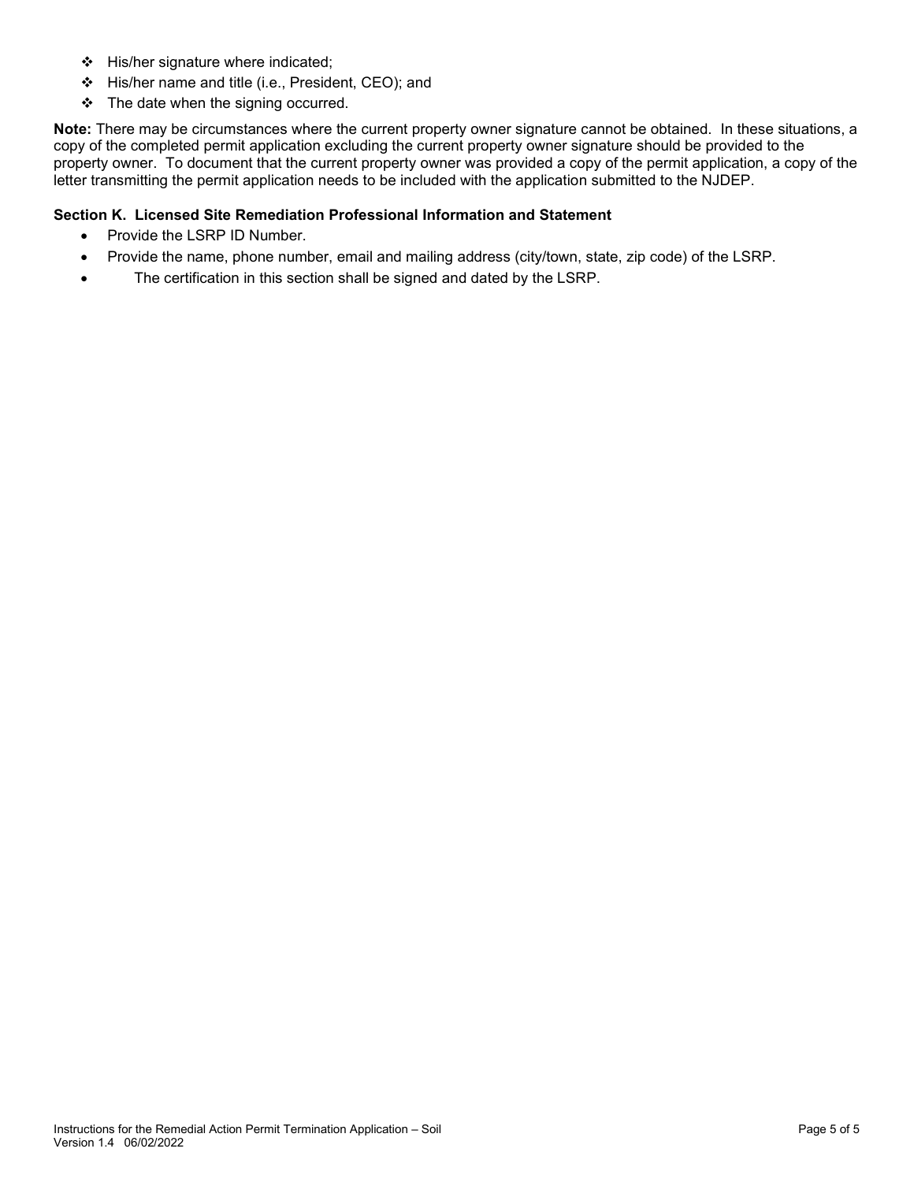- His/her signature where indicated;
- His/her name and title (i.e., President, CEO); and
- The date when the signing occurred.

**Note:** There may be circumstances where the current property owner signature cannot be obtained. In these situations, a copy of the completed permit application excluding the current property owner signature should be provided to the property owner. To document that the current property owner was provided a copy of the permit application, a copy of the letter transmitting the permit application needs to be included with the application submitted to the NJDEP.

**Section K. Licensed Site Remediation Professional Information and Statement**

- Provide the LSRP ID Number.
- Provide the name, phone number, email and mailing address (city/town, state, zip code) of the LSRP.
- The certification in this section shall be signed and dated by the LSRP.